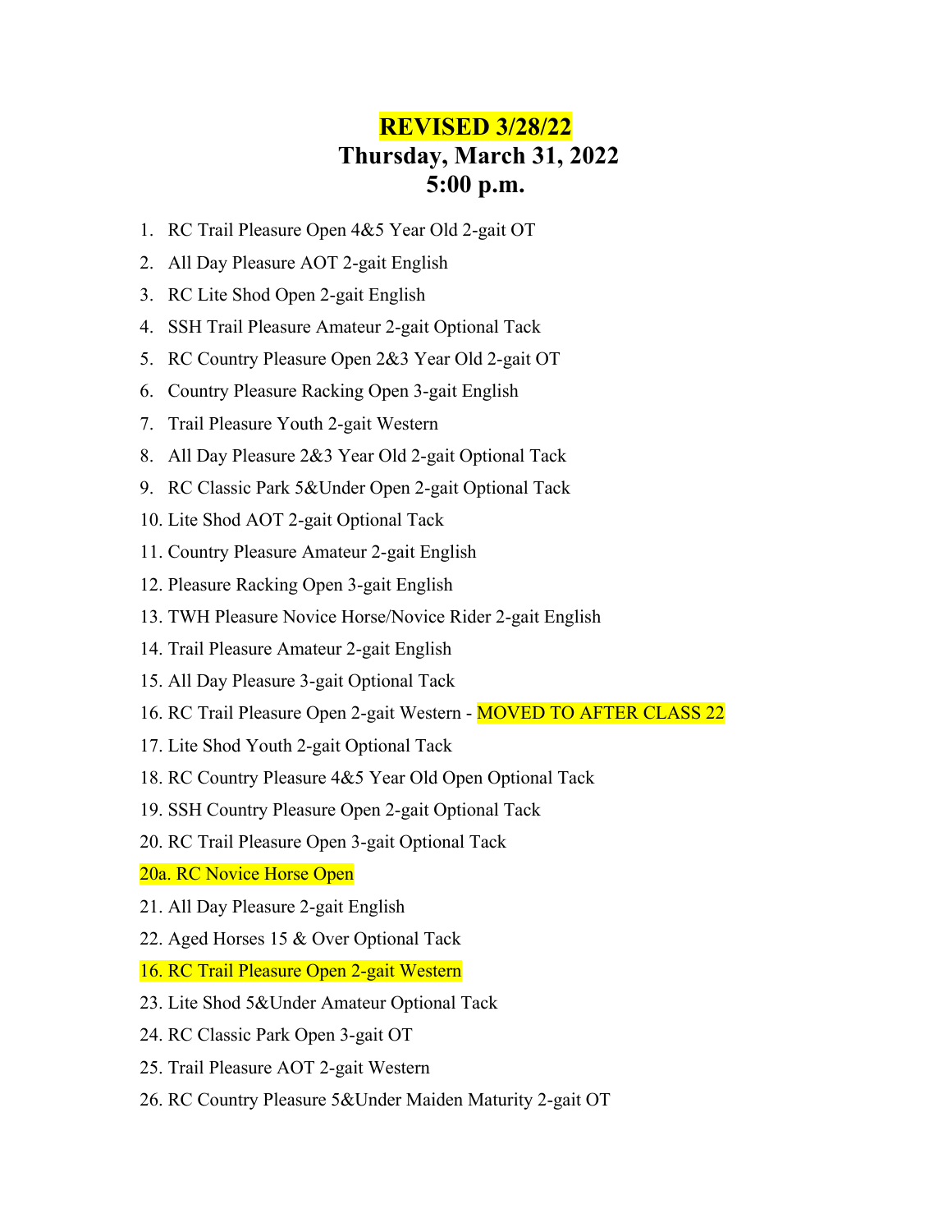# REVISED 3/28/22

# Thursday, March 31, 2022

# 5:00 p.m.

1. RC Trail Pleasure Open 4&5 Year Old 2-gait OT
2. All Day Pleasure AOT 2-gait English
3. RC Lite Shod Open 2-gait English
4. SSH Trail Pleasure Amateur 2-gait Optional Tack
5. RC Country Pleasure Open 2&3 Year Old 2-gait OT
6. Country Pleasure Racking Open 3-gait English
7. Trail Pleasure Youth 2-gait Western
8. All Day Pleasure 2&3 Year Old 2-gait Optional Tack
9. RC Classic Park 5&Under Open 2-gait Optional Tack
10. Lite Shod AOT 2-gait Optional Tack
11. Country Pleasure Amateur 2-gait English
12. Pleasure Racking Open 3-gait English
13. TWH Pleasure Novice Horse/Novice Rider 2-gait English
14. Trail Pleasure Amateur 2-gait English
15. All Day Pleasure 3-gait Optional Tack
16. RC Trail Pleasure Open 2-gait Western - MOVED TO AFTER CLASS 22
17. Lite Shod Youth 2-gait Optional Tack
18. RC Country Pleasure 4&5 Year Old Open Optional Tack
19. SSH Country Pleasure Open 2-gait Optional Tack
20. RC Trail Pleasure Open 3-gait Optional Tack

20a. RC Novice Horse Open

21. All Day Pleasure 2-gait English
22. Aged Horses 15 & Over Optional Tack

16. RC Trail Pleasure Open 2-gait Western

23. Lite Shod 5&Under Amateur Optional Tack
24. RC Classic Park Open 3-gait OT
25. Trail Pleasure AOT 2-gait Western
26. RC Country Pleasure 5&Under Maiden Maturity 2-gait OT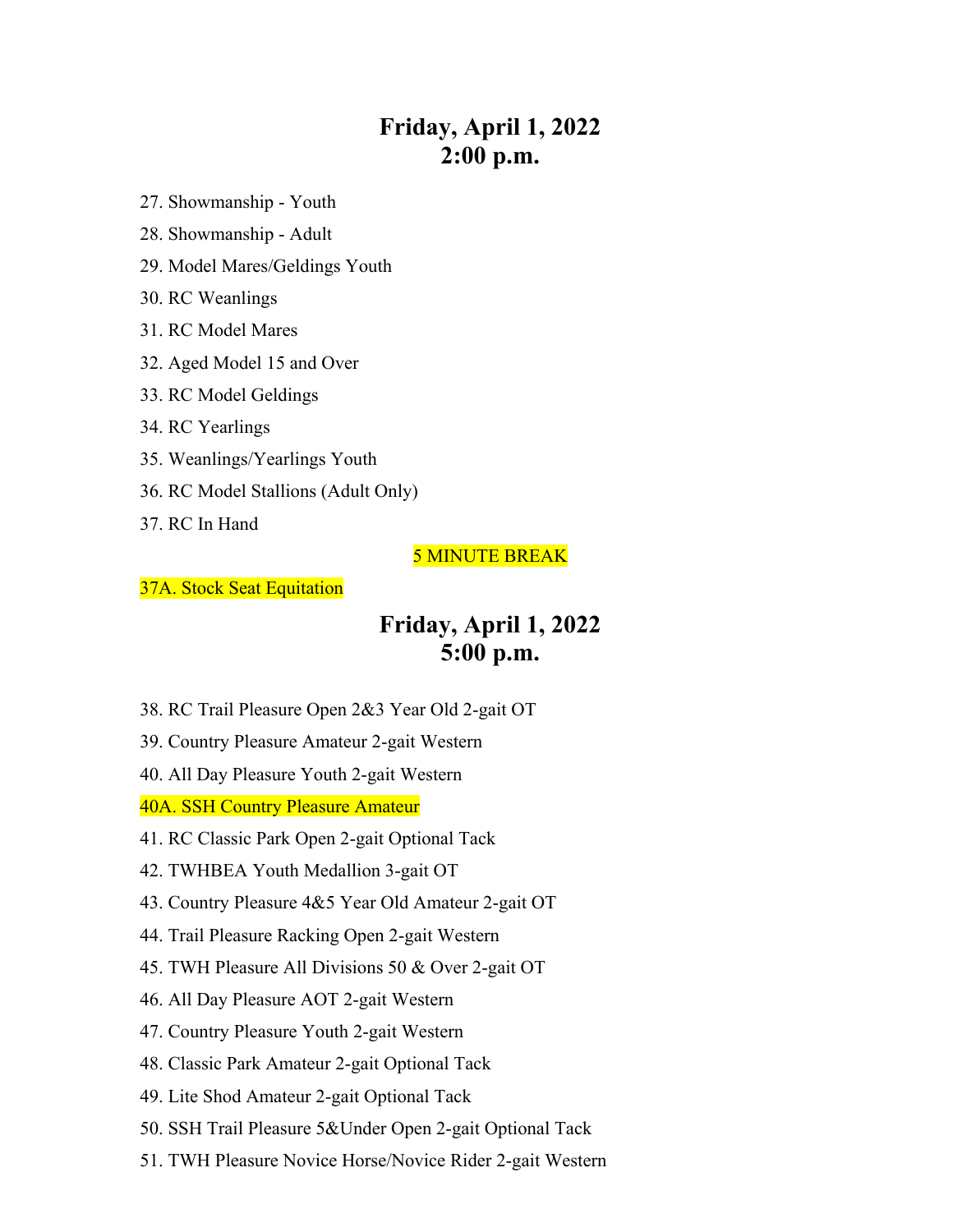## Friday, April 1, 2022
## 2:00 p.m.

27. Showmanship - Youth
28. Showmanship - Adult
29. Model Mares/Geldings Youth
30. RC Weanlings
31. RC Model Mares
32. Aged Model 15 and Over
33. RC Model Geldings
34. RC Yearlings
35. Weanlings/Yearlings Youth
36. RC Model Stallions (Adult Only)
37. RC In Hand

5 MINUTE BREAK

37A. Stock Seat Equitation

## Friday, April 1, 2022
## 5:00 p.m.

38. RC Trail Pleasure Open 2&3 Year Old 2-gait OT
39. Country Pleasure Amateur 2-gait Western
40. All Day Pleasure Youth 2-gait Western

40A. SSH Country Pleasure Amateur

41. RC Classic Park Open 2-gait Optional Tack
42. TWHBEA Youth Medallion 3-gait OT
43. Country Pleasure 4&5 Year Old Amateur 2-gait OT
44. Trail Pleasure Racking Open 2-gait Western
45. TWH Pleasure All Divisions 50 & Over 2-gait OT
46. All Day Pleasure AOT 2-gait Western
47. Country Pleasure Youth 2-gait Western
48. Classic Park Amateur 2-gait Optional Tack
49. Lite Shod Amateur 2-gait Optional Tack
50. SSH Trail Pleasure 5&Under Open 2-gait Optional Tack
51. TWH Pleasure Novice Horse/Novice Rider 2-gait Western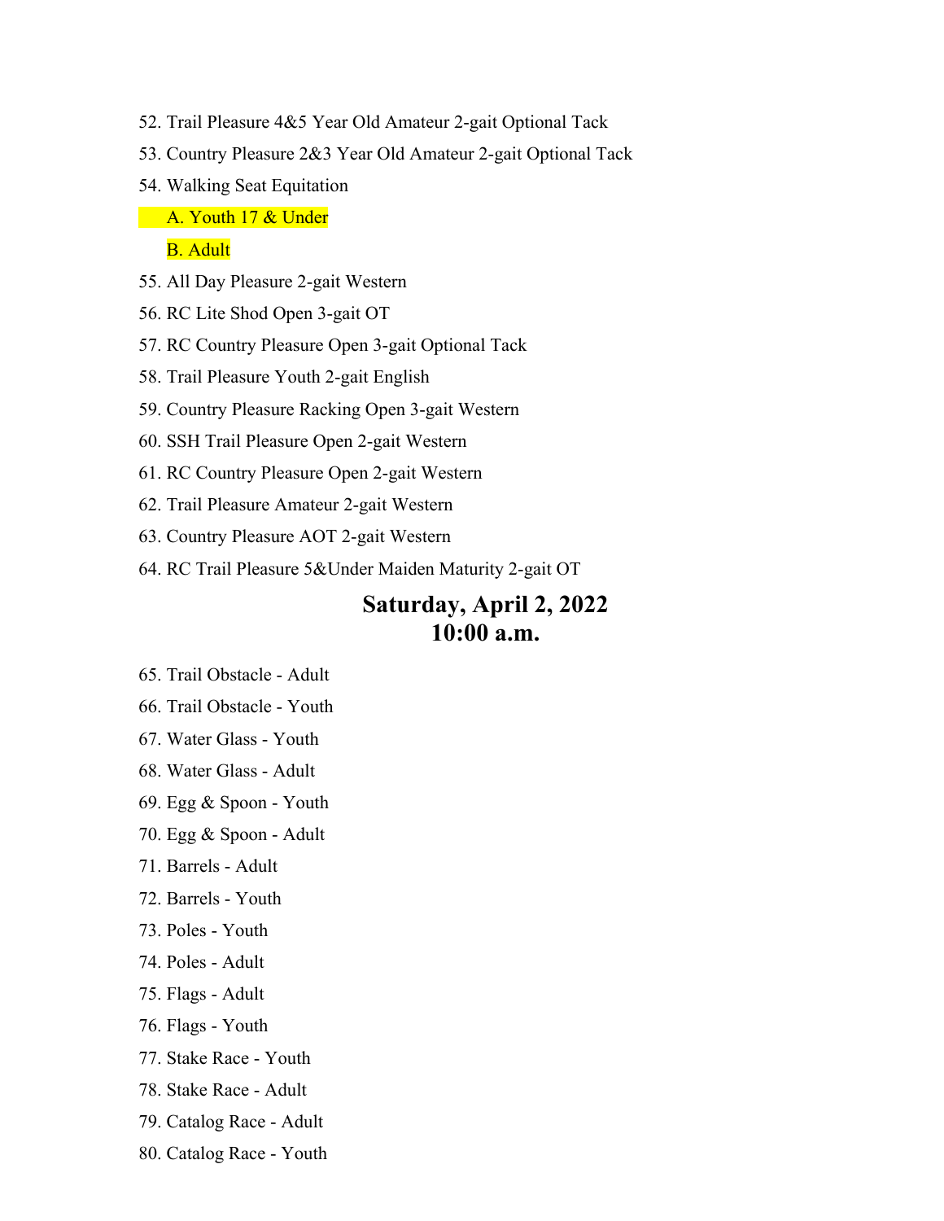52. Trail Pleasure 4&5 Year Old Amateur 2-gait Optional Tack
53. Country Pleasure 2&3 Year Old Amateur 2-gait Optional Tack
54. Walking Seat Equitation
    - A. Youth 17 & Under
    - B. Adult
55. All Day Pleasure 2-gait Western
56. RC Lite Shod Open 3-gait OT
57. RC Country Pleasure Open 3-gait Optional Tack
58. Trail Pleasure Youth 2-gait English
59. Country Pleasure Racking Open 3-gait Western
60. SSH Trail Pleasure Open 2-gait Western
61. RC Country Pleasure Open 2-gait Western
62. Trail Pleasure Amateur 2-gait Western
63. Country Pleasure AOT 2-gait Western
64. RC Trail Pleasure 5&Under Maiden Maturity 2-gait OT

## Saturday, April 2, 2022
## 10:00 a.m.

65. Trail Obstacle - Adult
66. Trail Obstacle - Youth
67. Water Glass - Youth
68. Water Glass - Adult
69. Egg & Spoon - Youth
70. Egg & Spoon - Adult
71. Barrels - Adult
72. Barrels - Youth
73. Poles - Youth
74. Poles - Adult
75. Flags - Adult
76. Flags - Youth
77. Stake Race - Youth
78. Stake Race - Adult
79. Catalog Race - Adult
80. Catalog Race - Youth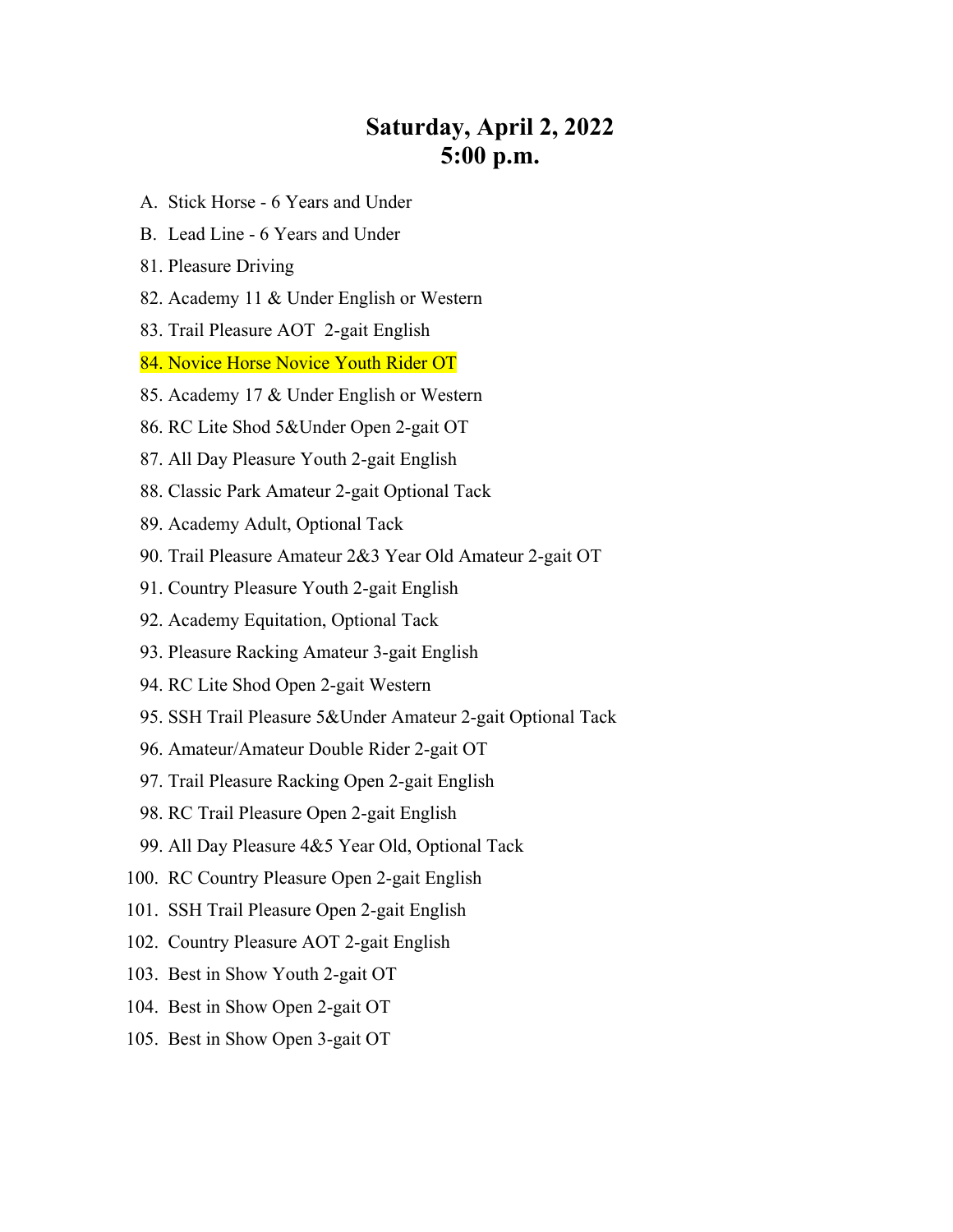# Saturday, April 2, 2022
# 5:00 p.m.

A. Stick Horse - 6 Years and Under

B. Lead Line - 6 Years and Under

81. Pleasure Driving
82. Academy 11 & Under English or Western
83. Trail Pleasure AOT 2-gait English
84. Novice Horse Novice Youth Rider OT
85. Academy 17 & Under English or Western
86. RC Lite Shod 5&Under Open 2-gait OT
87. All Day Pleasure Youth 2-gait English
88. Classic Park Amateur 2-gait Optional Tack
89. Academy Adult, Optional Tack
90. Trail Pleasure Amateur 2&3 Year Old Amateur 2-gait OT
91. Country Pleasure Youth 2-gait English
92. Academy Equitation, Optional Tack
93. Pleasure Racking Amateur 3-gait English
94. RC Lite Shod Open 2-gait Western
95. SSH Trail Pleasure 5&Under Amateur 2-gait Optional Tack
96. Amateur/Amateur Double Rider 2-gait OT
97. Trail Pleasure Racking Open 2-gait English
98. RC Trail Pleasure Open 2-gait English
99. All Day Pleasure 4&5 Year Old, Optional Tack
100. RC Country Pleasure Open 2-gait English
101. SSH Trail Pleasure Open 2-gait English
102. Country Pleasure AOT 2-gait English
103. Best in Show Youth 2-gait OT
104. Best in Show Open 2-gait OT
105. Best in Show Open 3-gait OT